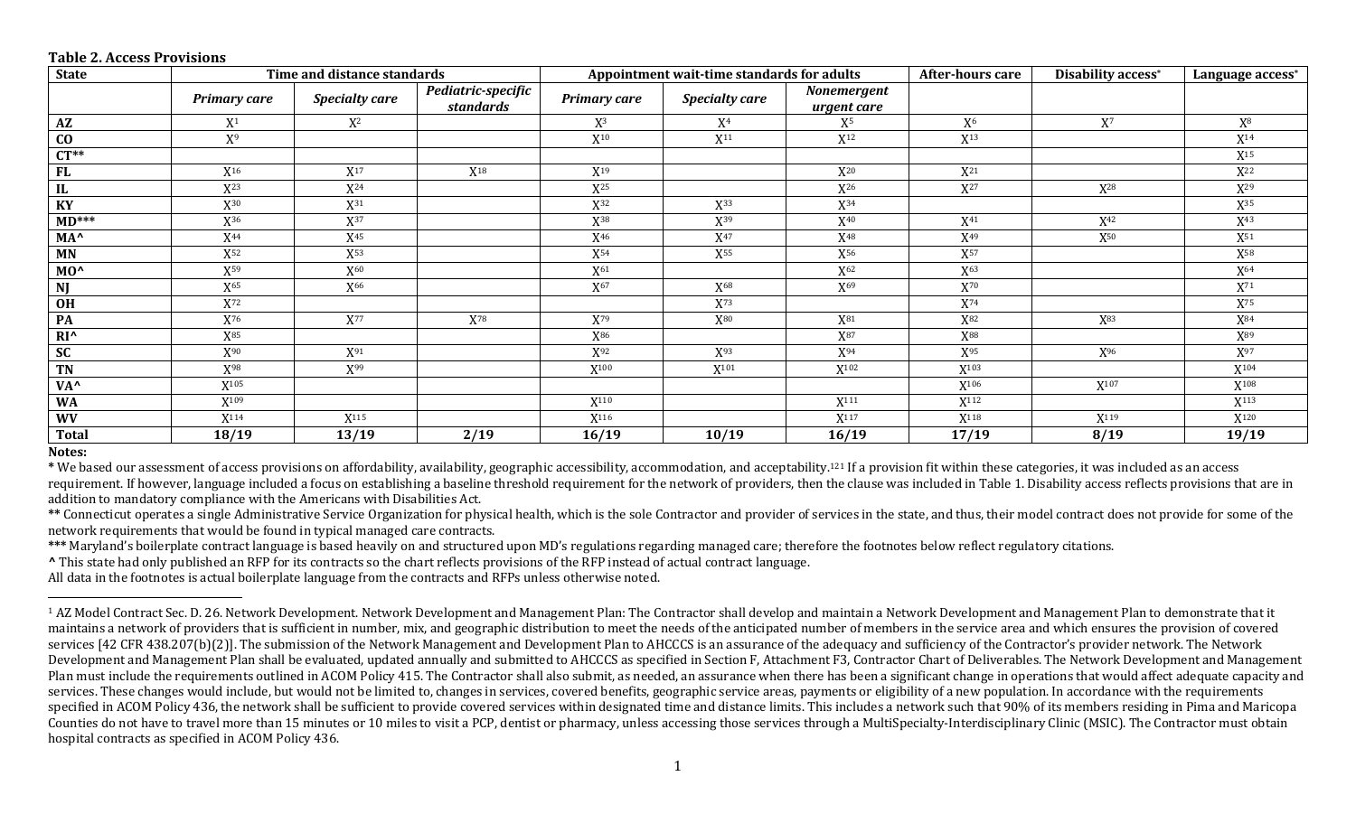**Table 2. Access Provisions**

| State | Time and distance standards | | | Appointment wait-time standards for adults | | | After-hours care | Disability access* | Language access* |
|---|---|---|---|---|---|---|---|---|---|
| | *Primary care* | *Specialty care* | *Pediatric-specific standards* | *Primary care* | *Specialty care* | *Nonemergent urgent care* | | | |
| **AZ** | X[1] | X[2] | | X[3] | X[4] | X[5] | X[6] | X[7] | X[8] |
| **CO** | X[9] | | | X[10] | X[11] | X[12] | X[13] | | X[14] |
| **CT**** | | | | | | | | | X[15] |
| **FL** | X[16] | X[17] | X[18] | X[19] | | X[20] | X[21] | | X[22] |
| **IL** | X[23] | X[24] | | X[25] | | X[26] | X[27] | X[28] | X[29] |
| **KY** | X[30] | X[31] | | X[32] | X[33] | X[34] | | | X[35] |
| **MD***** | X[36] | X[37] | | X[38] | X[39] | X[40] | X[41] | X[42] | X[43] |
| **MA^** | X[44] | X[45] | | X[46] | X[47] | X[48] | X[49] | X[50] | X[51] |
| **MN** | X[52] | X[53] | | X[54] | X[55] | X[56] | X[57] | | X[58] |
| **MO^** | X[59] | X[60] | | X[61] | | X[62] | X[63] | | X[64] |
| **NJ** | X[65] | X[66] | | X[67] | X[68] | X[69] | X[70] | | X[71] |
| **OH** | X[72] | | | | X[73] | | X[74] | | X[75] |
| **PA** | X[76] | X[77] | X[78] | X[79] | X[80] | X[81] | X[82] | X[83] | X[84] |
| **RI^** | X[85] | | | X[86] | | X[87] | X[88] | | X[89] |
| **SC** | X[90] | X[91] | | X[92] | X[93] | X[94] | X[95] | X[96] | X[97] |
| **TN** | X[98] | X[99] | | X[100] | X[101] | X[102] | X[103] | | X[104] |
| **VA^** | X[105] | | | | | | X[106] | X[107] | X[108] |
| **WA** | X[109] | | | X[110] | | X[111] | X[112] | | X[113] |
| **WV** | X[114] | X[115] | | X[116] | | X[117] | X[118] | X[119] | X[120] |
| **Total** | **18/19** | **13/19** | **2/19** | **16/19** | **10/19** | **16/19** | **17/19** | **8/19** | **19/19** |

**Notes:**

* We based our assessment of access provisions on affordability, availability, geographic accessibility, accommodation, and acceptability.[121] If a provision fit within these categories, it was included as an access requirement. If however, language included a focus on establishing a baseline threshold requirement for the network of providers, then the clause was included in Table 1. Disability access reflects provisions that are in addition to mandatory compliance with the Americans with Disabilities Act.

** Connecticut operates a single Administrative Service Organization for physical health, which is the sole Contractor and provider of services in the state, and thus, their model contract does not provide for some of the network requirements that would be found in typical managed care contracts.

*** Maryland's boilerplate contract language is based heavily on and structured upon MD's regulations regarding managed care; therefore the footnotes below reflect regulatory citations.

^ This state had only published an RFP for its contracts so the chart reflects provisions of the RFP instead of actual contract language.

All data in the footnotes is actual boilerplate language from the contracts and RFPs unless otherwise noted.

---

[1] AZ Model Contract Sec. D. 26. Network Development. Network Development and Management Plan: The Contractor shall develop and maintain a Network Development and Management Plan to demonstrate that it maintains a network of providers that is sufficient in number, mix, and geographic distribution to meet the needs of the anticipated number of members in the service area and which ensures the provision of covered services [42 CFR 438.207(b)(2)]. The submission of the Network Management and Development Plan to AHCCCS is an assurance of the adequacy and sufficiency of the Contractor's provider network. The Network Development and Management Plan shall be evaluated, updated annually and submitted to AHCCCS as specified in Section F, Attachment F3, Contractor Chart of Deliverables. The Network Development and Management Plan must include the requirements outlined in ACOM Policy 415. The Contractor shall also submit, as needed, an assurance when there has been a significant change in operations that would affect adequate capacity and services. These changes would include, but would not be limited to, changes in services, covered benefits, geographic service areas, payments or eligibility of a new population. In accordance with the requirements specified in ACOM Policy 436, the network shall be sufficient to provide covered services within designated time and distance limits. This includes a network such that 90% of its members residing in Pima and Maricopa Counties do not have to travel more than 15 minutes or 10 miles to visit a PCP, dentist or pharmacy, unless accessing those services through a MultiSpecialty-Interdisciplinary Clinic (MSIC). The Contractor must obtain hospital contracts as specified in ACOM Policy 436.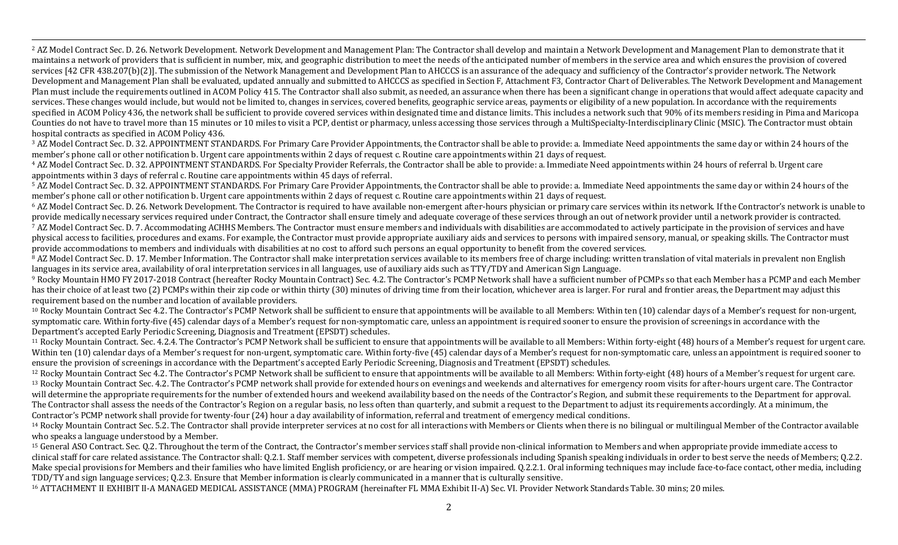[2] AZ Model Contract Sec. D. 26. Network Development. Network Development and Management Plan: The Contractor shall develop and maintain a Network Development and Management Plan to demonstrate that it maintains a network of providers that is sufficient in number, mix, and geographic distribution to meet the needs of the anticipated number of members in the service area and which ensures the provision of covered services [42 CFR 438.207(b)(2)]. The submission of the Network Management and Development Plan to AHCCCS is an assurance of the adequacy and sufficiency of the Contractor's provider network. The Network Development and Management Plan shall be evaluated, updated annually and submitted to AHCCCS as specified in Section F, Attachment F3, Contractor Chart of Deliverables. The Network Development and Management Plan must include the requirements outlined in ACOM Policy 415. The Contractor shall also submit, as needed, an assurance when there has been a significant change in operations that would affect adequate capacity and services. These changes would include, but would not be limited to, changes in services, covered benefits, geographic service areas, payments or eligibility of a new population. In accordance with the requirements specified in ACOM Policy 436, the network shall be sufficient to provide covered services within designated time and distance limits. This includes a network such that 90% of its members residing in Pima and Maricopa Counties do not have to travel more than 15 minutes or 10 miles to visit a PCP, dentist or pharmacy, unless accessing those services through a MultiSpecialty-Interdisciplinary Clinic (MSIC). The Contractor must obtain hospital contracts as specified in ACOM Policy 436.

[3] AZ Model Contract Sec. D. 32. APPOINTMENT STANDARDS. For Primary Care Provider Appointments, the Contractor shall be able to provide: a. Immediate Need appointments the same day or within 24 hours of the member's phone call or other notification b. Urgent care appointments within 2 days of request c. Routine care appointments within 21 days of request.

[4] AZ Model Contract Sec. D. 32. APPOINTMENT STANDARDS. For Specialty Provider Referrals, the Contractor shall be able to provide: a. Immediate Need appointments within 24 hours of referral b. Urgent care appointments within 3 days of referral c. Routine care appointments within 45 days of referral.

[5] AZ Model Contract Sec. D. 32. APPOINTMENT STANDARDS. For Primary Care Provider Appointments, the Contractor shall be able to provide: a. Immediate Need appointments the same day or within 24 hours of the member's phone call or other notification b. Urgent care appointments within 2 days of request c. Routine care appointments within 21 days of request.

[6] AZ Model Contract Sec. D. 26. Network Development. The Contractor is required to have available non-emergent after-hours physician or primary care services within its network. If the Contractor's network is unable to provide medically necessary services required under Contract, the Contractor shall ensure timely and adequate coverage of these services through an out of network provider until a network provider is contracted.

[7] AZ Model Contract Sec. D. 7. Accommodating ACHHS Members. The Contractor must ensure members and individuals with disabilities are accommodated to actively participate in the provision of services and have physical access to facilities, procedures and exams. For example, the Contractor must provide appropriate auxiliary aids and services to persons with impaired sensory, manual, or speaking skills. The Contractor must provide accommodations to members and individuals with disabilities at no cost to afford such persons an equal opportunity to benefit from the covered services.

[8] AZ Model Contract Sec. D. 17. Member Information. The Contractor shall make interpretation services available to its members free of charge including: written translation of vital materials in prevalent non English languages in its service area, availability of oral interpretation services in all languages, use of auxiliary aids such as TTY/TDY and American Sign Language.

[9] Rocky Mountain HMO FY 2017-2018 Contract (hereafter Rocky Mountain Contract) Sec. 4.2. The Contractor's PCMP Network shall have a sufficient number of PCMPs so that each Member has a PCMP and each Member has their choice of at least two (2) PCMPs within their zip code or within thirty (30) minutes of driving time from their location, whichever area is larger. For rural and frontier areas, the Department may adjust this requirement based on the number and location of available providers.

[10] Rocky Mountain Contract Sec 4.2. The Contractor's PCMP Network shall be sufficient to ensure that appointments will be available to all Members: Within ten (10) calendar days of a Member's request for non-urgent, symptomatic care. Within forty-five (45) calendar days of a Member's request for non-symptomatic care, unless an appointment is required sooner to ensure the provision of screenings in accordance with the Department's accepted Early Periodic Screening, Diagnosis and Treatment (EPSDT) schedules.

[11] Rocky Mountain Contract. Sec. 4.2.4. The Contractor's PCMP Network shall be sufficient to ensure that appointments will be available to all Members: Within forty-eight (48) hours of a Member's request for urgent care. Within ten (10) calendar days of a Member's request for non-urgent, symptomatic care. Within forty-five (45) calendar days of a Member's request for non-symptomatic care, unless an appointment is required sooner to ensure the provision of screenings in accordance with the Department's accepted Early Periodic Screening, Diagnosis and Treatment (EPSDT) schedules.

[12] Rocky Mountain Contract Sec 4.2. The Contractor's PCMP Network shall be sufficient to ensure that appointments will be available to all Members: Within forty-eight (48) hours of a Member's request for urgent care.

[13] Rocky Mountain Contract Sec. 4.2. The Contractor's PCMP network shall provide for extended hours on evenings and weekends and alternatives for emergency room visits for after-hours urgent care. The Contractor will determine the appropriate requirements for the number of extended hours and weekend availability based on the needs of the Contractor's Region, and submit these requirements to the Department for approval. The Contractor shall assess the needs of the Contractor's Region on a regular basis, no less often than quarterly, and submit a request to the Department to adjust its requirements accordingly. At a minimum, the Contractor's PCMP network shall provide for twenty-four (24) hour a day availability of information, referral and treatment of emergency medical conditions.

[14] Rocky Mountain Contract Sec. 5.2. The Contractor shall provide interpreter services at no cost for all interactions with Members or Clients when there is no bilingual or multilingual Member of the Contractor available who speaks a language understood by a Member.

[15] General ASO Contract. Sec. Q.2. Throughout the term of the Contract, the Contractor's member services staff shall provide non-clinical information to Members and when appropriate provide immediate access to clinical staff for care related assistance. The Contractor shall: Q.2.1. Staff member services with competent, diverse professionals including Spanish speaking individuals in order to best serve the needs of Members; Q.2.2. Make special provisions for Members and their families who have limited English proficiency, or are hearing or vision impaired. Q.2.2.1. Oral informing techniques may include face-to-face contact, other media, including TDD/TY and sign language services; Q.2.3. Ensure that Member information is clearly communicated in a manner that is culturally sensitive.

[16] ATTACHMENT II EXHIBIT II-A MANAGED MEDICAL ASSISTANCE (MMA) PROGRAM (hereinafter FL MMA Exhibit II-A) Sec. VI. Provider Network Standards Table. 30 mins; 20 miles.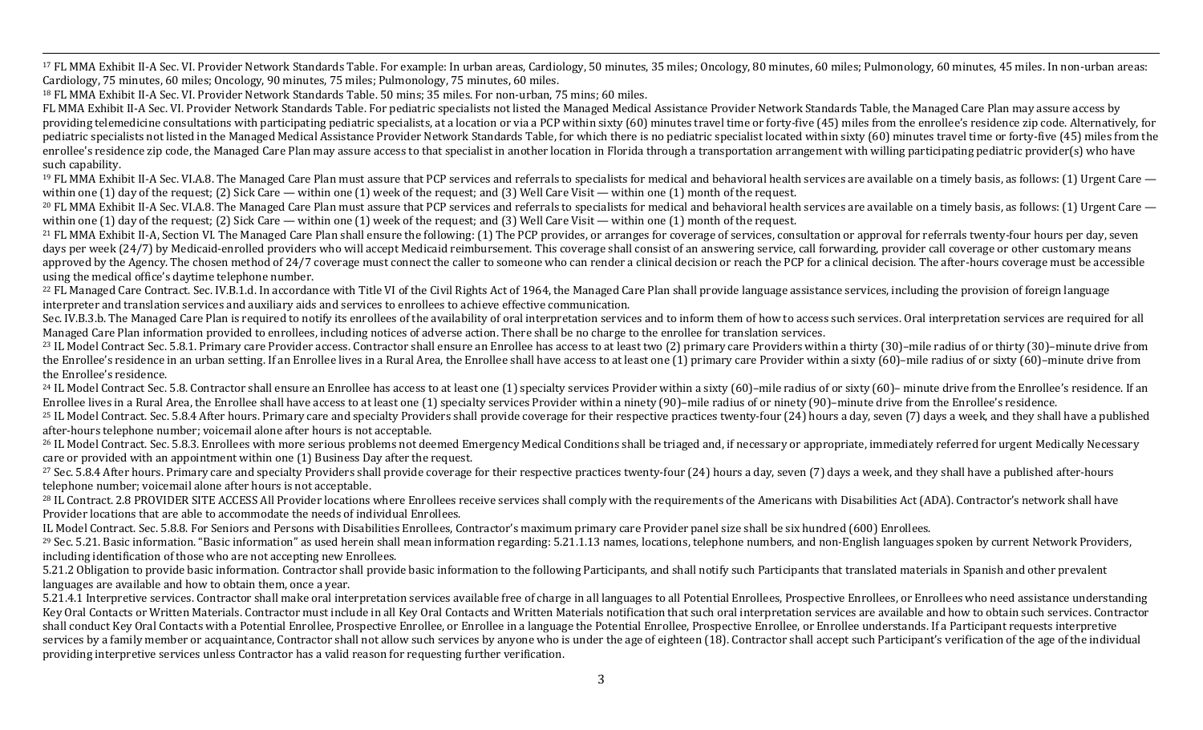[17] FL MMA Exhibit II-A Sec. VI. Provider Network Standards Table. For example: In urban areas, Cardiology, 50 minutes, 35 miles; Oncology, 80 minutes, 60 miles; Pulmonology, 60 minutes, 45 miles. In non-urban areas: Cardiology, 75 minutes, 60 miles; Oncology, 90 minutes, 75 miles; Pulmonology, 75 minutes, 60 miles.

[18] FL MMA Exhibit II-A Sec. VI. Provider Network Standards Table. 50 mins; 35 miles. For non-urban, 75 mins; 60 miles.

FL MMA Exhibit II-A Sec. VI. Provider Network Standards Table. For pediatric specialists not listed the Managed Medical Assistance Provider Network Standards Table, the Managed Care Plan may assure access by providing telemedicine consultations with participating pediatric specialists, at a location or via a PCP within sixty (60) minutes travel time or forty-five (45) miles from the enrollee's residence zip code. Alternatively, for pediatric specialists not listed in the Managed Medical Assistance Provider Network Standards Table, for which there is no pediatric specialist located within sixty (60) minutes travel time or forty-five (45) miles from the enrollee's residence zip code, the Managed Care Plan may assure access to that specialist in another location in Florida through a transportation arrangement with willing participating pediatric provider(s) who have such capability.

[19] FL MMA Exhibit II-A Sec. VI.A.8. The Managed Care Plan must assure that PCP services and referrals to specialists for medical and behavioral health services are available on a timely basis, as follows: (1) Urgent Care — within one (1) day of the request; (2) Sick Care — within one (1) week of the request; and (3) Well Care Visit — within one (1) month of the request.

[20] FL MMA Exhibit II-A Sec. VI.A.8. The Managed Care Plan must assure that PCP services and referrals to specialists for medical and behavioral health services are available on a timely basis, as follows: (1) Urgent Care — within one (1) day of the request; (2) Sick Care — within one (1) week of the request; and (3) Well Care Visit — within one (1) month of the request.

[21] FL MMA Exhibit II-A, Section VI. The Managed Care Plan shall ensure the following: (1) The PCP provides, or arranges for coverage of services, consultation or approval for referrals twenty-four hours per day, seven days per week (24/7) by Medicaid-enrolled providers who will accept Medicaid reimbursement. This coverage shall consist of an answering service, call forwarding, provider call coverage or other customary means approved by the Agency. The chosen method of 24/7 coverage must connect the caller to someone who can render a clinical decision or reach the PCP for a clinical decision. The after-hours coverage must be accessible using the medical office's daytime telephone number.

[22] FL Managed Care Contract. Sec. IV.B.1.d. In accordance with Title VI of the Civil Rights Act of 1964, the Managed Care Plan shall provide language assistance services, including the provision of foreign language interpreter and translation services and auxiliary aids and services to enrollees to achieve effective communication.

Sec. IV.B.3.b. The Managed Care Plan is required to notify its enrollees of the availability of oral interpretation services and to inform them of how to access such services. Oral interpretation services are required for all Managed Care Plan information provided to enrollees, including notices of adverse action. There shall be no charge to the enrollee for translation services.

[23] IL Model Contract Sec. 5.8.1. Primary care Provider access. Contractor shall ensure an Enrollee has access to at least two (2) primary care Providers within a thirty (30)–mile radius of or thirty (30)–minute drive from the Enrollee's residence in an urban setting. If an Enrollee lives in a Rural Area, the Enrollee shall have access to at least one (1) primary care Provider within a sixty (60)–mile radius of or sixty (60)–minute drive from the Enrollee's residence.

[24] IL Model Contract Sec. 5.8. Contractor shall ensure an Enrollee has access to at least one (1) specialty services Provider within a sixty (60)–mile radius of or sixty (60)– minute drive from the Enrollee's residence. If an Enrollee lives in a Rural Area, the Enrollee shall have access to at least one (1) specialty services Provider within a ninety (90)–mile radius of or ninety (90)–minute drive from the Enrollee's residence.

[25] IL Model Contract. Sec. 5.8.4 After hours. Primary care and specialty Providers shall provide coverage for their respective practices twenty-four (24) hours a day, seven (7) days a week, and they shall have a published after-hours telephone number; voicemail alone after hours is not acceptable.

[26] IL Model Contract. Sec. 5.8.3. Enrollees with more serious problems not deemed Emergency Medical Conditions shall be triaged and, if necessary or appropriate, immediately referred for urgent Medically Necessary care or provided with an appointment within one (1) Business Day after the request.

[27] Sec. 5.8.4 After hours. Primary care and specialty Providers shall provide coverage for their respective practices twenty-four (24) hours a day, seven (7) days a week, and they shall have a published after-hours telephone number; voicemail alone after hours is not acceptable.

[28] IL Contract. 2.8 PROVIDER SITE ACCESS All Provider locations where Enrollees receive services shall comply with the requirements of the Americans with Disabilities Act (ADA). Contractor's network shall have Provider locations that are able to accommodate the needs of individual Enrollees.

IL Model Contract. Sec. 5.8.8. For Seniors and Persons with Disabilities Enrollees, Contractor's maximum primary care Provider panel size shall be six hundred (600) Enrollees.

[29] Sec. 5.21. Basic information. "Basic information" as used herein shall mean information regarding: 5.21.1.13 names, locations, telephone numbers, and non-English languages spoken by current Network Providers, including identification of those who are not accepting new Enrollees.

5.21.2 Obligation to provide basic information. Contractor shall provide basic information to the following Participants, and shall notify such Participants that translated materials in Spanish and other prevalent languages are available and how to obtain them, once a year.

5.21.4.1 Interpretive services. Contractor shall make oral interpretation services available free of charge in all languages to all Potential Enrollees, Prospective Enrollees, or Enrollees who need assistance understanding Key Oral Contacts or Written Materials. Contractor must include in all Key Oral Contacts and Written Materials notification that such oral interpretation services are available and how to obtain such services. Contractor shall conduct Key Oral Contacts with a Potential Enrollee, Prospective Enrollee, or Enrollee in a language the Potential Enrollee, Prospective Enrollee, or Enrollee understands. If a Participant requests interpretive services by a family member or acquaintance, Contractor shall not allow such services by anyone who is under the age of eighteen (18). Contractor shall accept such Participant's verification of the age of the individual providing interpretive services unless Contractor has a valid reason for requesting further verification.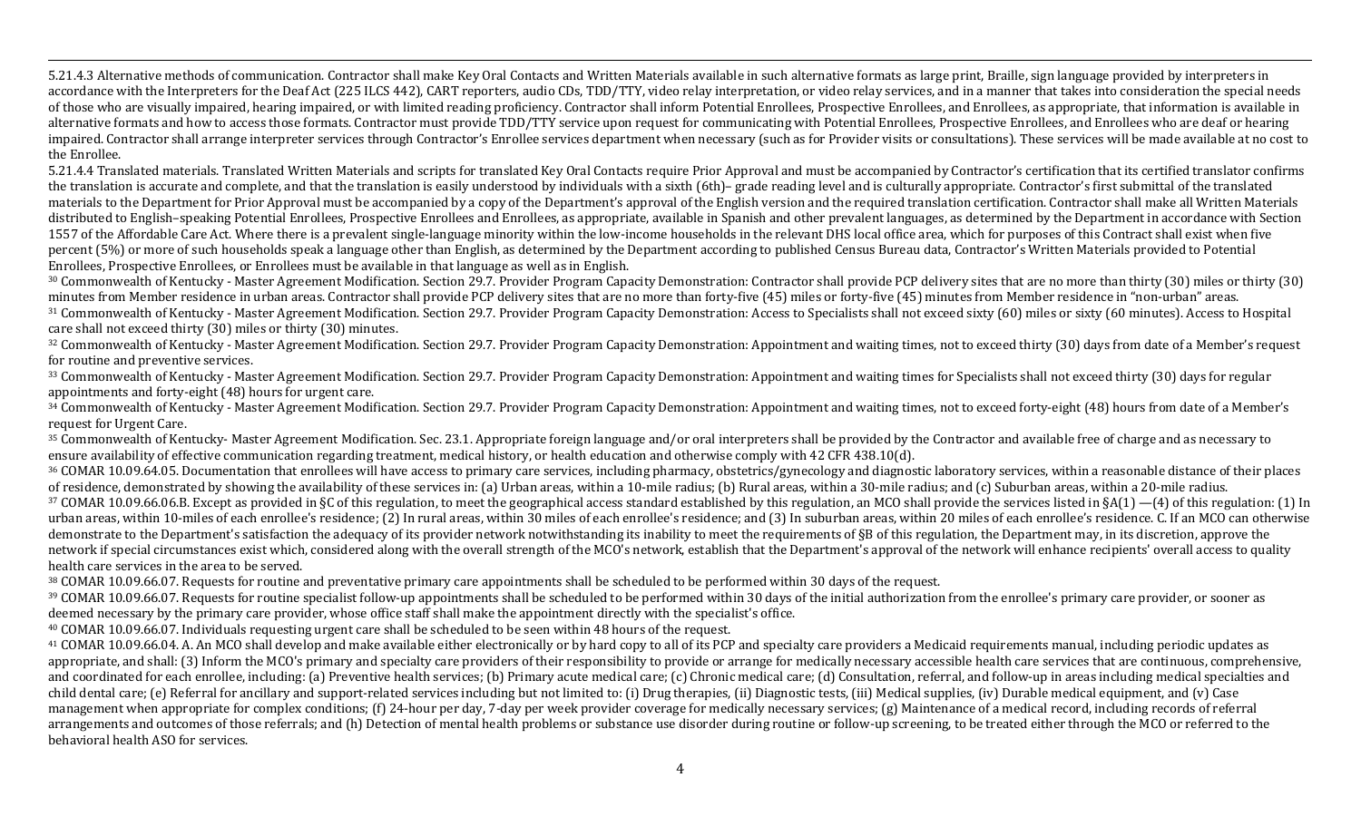5.21.4.3 Alternative methods of communication. Contractor shall make Key Oral Contacts and Written Materials available in such alternative formats as large print, Braille, sign language provided by interpreters in accordance with the Interpreters for the Deaf Act (225 ILCS 442), CART reporters, audio CDs, TDD/TTY, video relay interpretation, or video relay services, and in a manner that takes into consideration the special needs of those who are visually impaired, hearing impaired, or with limited reading proficiency. Contractor shall inform Potential Enrollees, Prospective Enrollees, and Enrollees, as appropriate, that information is available in alternative formats and how to access those formats. Contractor must provide TDD/TTY service upon request for communicating with Potential Enrollees, Prospective Enrollees, and Enrollees who are deaf or hearing impaired. Contractor shall arrange interpreter services through Contractor's Enrollee services department when necessary (such as for Provider visits or consultations). These services will be made available at no cost to the Enrollee.

5.21.4.4 Translated materials. Translated Written Materials and scripts for translated Key Oral Contacts require Prior Approval and must be accompanied by Contractor's certification that its certified translator confirms the translation is accurate and complete, and that the translation is easily understood by individuals with a sixth (6th)– grade reading level and is culturally appropriate. Contractor's first submittal of the translated materials to the Department for Prior Approval must be accompanied by a copy of the Department's approval of the English version and the required translation certification. Contractor shall make all Written Materials distributed to English–speaking Potential Enrollees, Prospective Enrollees and Enrollees, as appropriate, available in Spanish and other prevalent languages, as determined by the Department in accordance with Section 1557 of the Affordable Care Act. Where there is a prevalent single-language minority within the low-income households in the relevant DHS local office area, which for purposes of this Contract shall exist when five percent (5%) or more of such households speak a language other than English, as determined by the Department according to published Census Bureau data, Contractor's Written Materials provided to Potential Enrollees, Prospective Enrollees, or Enrollees must be available in that language as well as in English.

[30] Commonwealth of Kentucky - Master Agreement Modification. Section 29.7. Provider Program Capacity Demonstration: Contractor shall provide PCP delivery sites that are no more than thirty (30) miles or thirty (30) minutes from Member residence in urban areas. Contractor shall provide PCP delivery sites that are no more than forty-five (45) miles or forty-five (45) minutes from Member residence in "non-urban" areas.

[31] Commonwealth of Kentucky - Master Agreement Modification. Section 29.7. Provider Program Capacity Demonstration: Access to Specialists shall not exceed sixty (60) miles or sixty (60 minutes). Access to Hospital care shall not exceed thirty (30) miles or thirty (30) minutes.

[32] Commonwealth of Kentucky - Master Agreement Modification. Section 29.7. Provider Program Capacity Demonstration: Appointment and waiting times, not to exceed thirty (30) days from date of a Member's request for routine and preventive services.

[33] Commonwealth of Kentucky - Master Agreement Modification. Section 29.7. Provider Program Capacity Demonstration: Appointment and waiting times for Specialists shall not exceed thirty (30) days for regular appointments and forty-eight (48) hours for urgent care.

[34] Commonwealth of Kentucky - Master Agreement Modification. Section 29.7. Provider Program Capacity Demonstration: Appointment and waiting times, not to exceed forty-eight (48) hours from date of a Member's request for Urgent Care.

[35] Commonwealth of Kentucky- Master Agreement Modification. Sec. 23.1. Appropriate foreign language and/or oral interpreters shall be provided by the Contractor and available free of charge and as necessary to ensure availability of effective communication regarding treatment, medical history, or health education and otherwise comply with 42 CFR 438.10(d).

[36] COMAR 10.09.64.05. Documentation that enrollees will have access to primary care services, including pharmacy, obstetrics/gynecology and diagnostic laboratory services, within a reasonable distance of their places of residence, demonstrated by showing the availability of these services in: (a) Urban areas, within a 10-mile radius; (b) Rural areas, within a 30-mile radius; and (c) Suburban areas, within a 20-mile radius.

[37] COMAR 10.09.66.06.B. Except as provided in §C of this regulation, to meet the geographical access standard established by this regulation, an MCO shall provide the services listed in §A(1) —(4) of this regulation: (1) In urban areas, within 10-miles of each enrollee's residence; (2) In rural areas, within 30 miles of each enrollee's residence; and (3) In suburban areas, within 20 miles of each enrollee's residence. C. If an MCO can otherwise demonstrate to the Department's satisfaction the adequacy of its provider network notwithstanding its inability to meet the requirements of §B of this regulation, the Department may, in its discretion, approve the network if special circumstances exist which, considered along with the overall strength of the MCO's network, establish that the Department's approval of the network will enhance recipients' overall access to quality health care services in the area to be served.

[38] COMAR 10.09.66.07. Requests for routine and preventative primary care appointments shall be scheduled to be performed within 30 days of the request.

[39] COMAR 10.09.66.07. Requests for routine specialist follow-up appointments shall be scheduled to be performed within 30 days of the initial authorization from the enrollee's primary care provider, or sooner as deemed necessary by the primary care provider, whose office staff shall make the appointment directly with the specialist's office.

[40] COMAR 10.09.66.07. Individuals requesting urgent care shall be scheduled to be seen within 48 hours of the request.

[41] COMAR 10.09.66.04. A. An MCO shall develop and make available either electronically or by hard copy to all of its PCP and specialty care providers a Medicaid requirements manual, including periodic updates as appropriate, and shall: (3) Inform the MCO's primary and specialty care providers of their responsibility to provide or arrange for medically necessary accessible health care services that are continuous, comprehensive, and coordinated for each enrollee, including: (a) Preventive health services; (b) Primary acute medical care; (c) Chronic medical care; (d) Consultation, referral, and follow-up in areas including medical specialties and child dental care; (e) Referral for ancillary and support-related services including but not limited to: (i) Drug therapies, (ii) Diagnostic tests, (iii) Medical supplies, (iv) Durable medical equipment, and (v) Case management when appropriate for complex conditions; (f) 24-hour per day, 7-day per week provider coverage for medically necessary services; (g) Maintenance of a medical record, including records of referral arrangements and outcomes of those referrals; and (h) Detection of mental health problems or substance use disorder during routine or follow-up screening, to be treated either through the MCO or referred to the behavioral health ASO for services.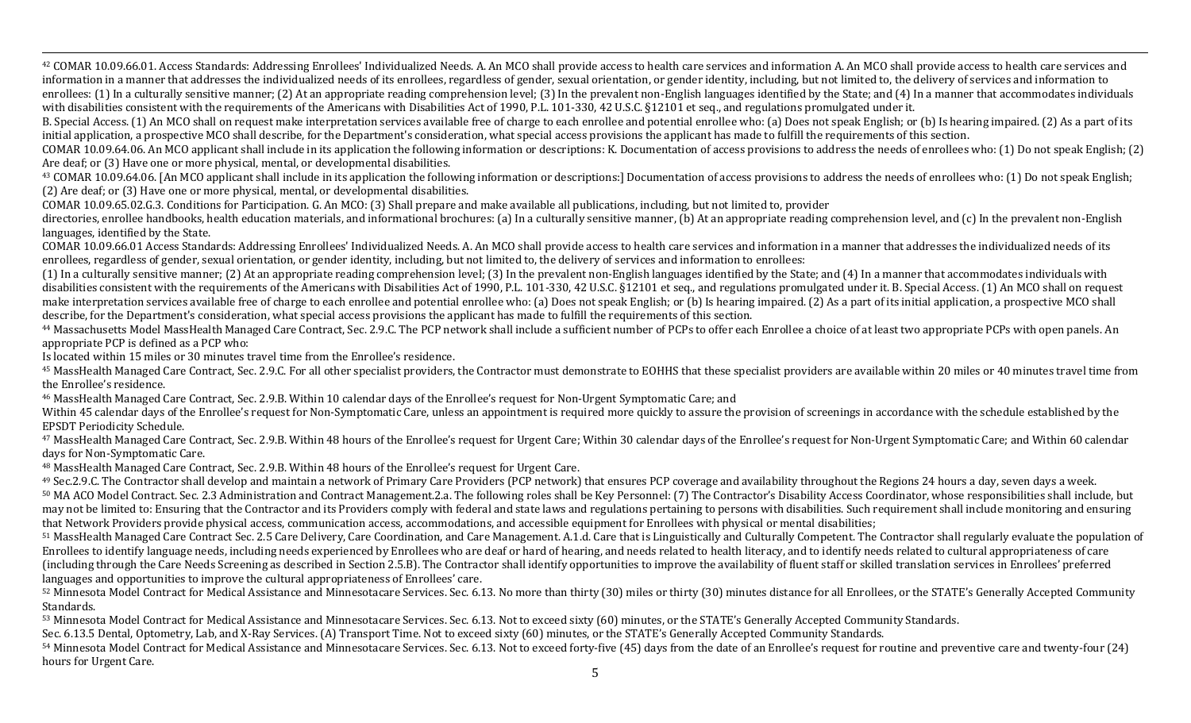[42] COMAR 10.09.66.01. Access Standards: Addressing Enrollees' Individualized Needs. A. An MCO shall provide access to health care services and information A. An MCO shall provide access to health care services and information in a manner that addresses the individualized needs of its enrollees, regardless of gender, sexual orientation, or gender identity, including, but not limited to, the delivery of services and information to enrollees: (1) In a culturally sensitive manner; (2) At an appropriate reading comprehension level; (3) In the prevalent non-English languages identified by the State; and (4) In a manner that accommodates individuals with disabilities consistent with the requirements of the Americans with Disabilities Act of 1990, P.L. 101-330, 42 U.S.C. §12101 et seq., and regulations promulgated under it.

B. Special Access. (1) An MCO shall on request make interpretation services available free of charge to each enrollee and potential enrollee who: (a) Does not speak English; or (b) Is hearing impaired. (2) As a part of its initial application, a prospective MCO shall describe, for the Department's consideration, what special access provisions the applicant has made to fulfill the requirements of this section.

COMAR 10.09.64.06. An MCO applicant shall include in its application the following information or descriptions: K. Documentation of access provisions to address the needs of enrollees who: (1) Do not speak English; (2) Are deaf; or (3) Have one or more physical, mental, or developmental disabilities.

[43] COMAR 10.09.64.06. [An MCO applicant shall include in its application the following information or descriptions:] Documentation of access provisions to address the needs of enrollees who: (1) Do not speak English; (2) Are deaf; or (3) Have one or more physical, mental, or developmental disabilities.

COMAR 10.09.65.02.G.3. Conditions for Participation. G. An MCO: (3) Shall prepare and make available all publications, including, but not limited to, provider directories, enrollee handbooks, health education materials, and informational brochures: (a) In a culturally sensitive manner, (b) At an appropriate reading comprehension level, and (c) In the prevalent non-English languages, identified by the State.

COMAR 10.09.66.01 Access Standards: Addressing Enrollees' Individualized Needs. A. An MCO shall provide access to health care services and information in a manner that addresses the individualized needs of its enrollees, regardless of gender, sexual orientation, or gender identity, including, but not limited to, the delivery of services and information to enrollees:

(1) In a culturally sensitive manner; (2) At an appropriate reading comprehension level; (3) In the prevalent non-English languages identified by the State; and (4) In a manner that accommodates individuals with disabilities consistent with the requirements of the Americans with Disabilities Act of 1990, P.L. 101-330, 42 U.S.C. §12101 et seq., and regulations promulgated under it. B. Special Access. (1) An MCO shall on request make interpretation services available free of charge to each enrollee and potential enrollee who: (a) Does not speak English; or (b) Is hearing impaired. (2) As a part of its initial application, a prospective MCO shall describe, for the Department's consideration, what special access provisions the applicant has made to fulfill the requirements of this section.

[44] Massachusetts Model MassHealth Managed Care Contract, Sec. 2.9.C. The PCP network shall include a sufficient number of PCPs to offer each Enrollee a choice of at least two appropriate PCPs with open panels. An appropriate PCP is defined as a PCP who:

Is located within 15 miles or 30 minutes travel time from the Enrollee's residence.

[45] MassHealth Managed Care Contract, Sec. 2.9.C. For all other specialist providers, the Contractor must demonstrate to EOHHS that these specialist providers are available within 20 miles or 40 minutes travel time from the Enrollee's residence.

[46] MassHealth Managed Care Contract, Sec. 2.9.B. Within 10 calendar days of the Enrollee's request for Non-Urgent Symptomatic Care; and

Within 45 calendar days of the Enrollee's request for Non-Symptomatic Care, unless an appointment is required more quickly to assure the provision of screenings in accordance with the schedule established by the EPSDT Periodicity Schedule.

[47] MassHealth Managed Care Contract, Sec. 2.9.B. Within 48 hours of the Enrollee's request for Urgent Care; Within 30 calendar days of the Enrollee's request for Non-Urgent Symptomatic Care; and Within 60 calendar days for Non-Symptomatic Care.

[48] MassHealth Managed Care Contract, Sec. 2.9.B. Within 48 hours of the Enrollee's request for Urgent Care.

[49] Sec.2.9.C. The Contractor shall develop and maintain a network of Primary Care Providers (PCP network) that ensures PCP coverage and availability throughout the Regions 24 hours a day, seven days a week.

[50] MA ACO Model Contract. Sec. 2.3 Administration and Contract Management.2.a. The following roles shall be Key Personnel: (7) The Contractor's Disability Access Coordinator, whose responsibilities shall include, but may not be limited to: Ensuring that the Contractor and its Providers comply with federal and state laws and regulations pertaining to persons with disabilities. Such requirement shall include monitoring and ensuring that Network Providers provide physical access, communication access, accommodations, and accessible equipment for Enrollees with physical or mental disabilities;

[51] MassHealth Managed Care Contract Sec. 2.5 Care Delivery, Care Coordination, and Care Management. A.1.d. Care that is Linguistically and Culturally Competent. The Contractor shall regularly evaluate the population of Enrollees to identify language needs, including needs experienced by Enrollees who are deaf or hard of hearing, and needs related to health literacy, and to identify needs related to cultural appropriateness of care (including through the Care Needs Screening as described in Section 2.5.B). The Contractor shall identify opportunities to improve the availability of fluent staff or skilled translation services in Enrollees' preferred languages and opportunities to improve the cultural appropriateness of Enrollees' care.

[52] Minnesota Model Contract for Medical Assistance and Minnesotacare Services. Sec. 6.13. No more than thirty (30) miles or thirty (30) minutes distance for all Enrollees, or the STATE's Generally Accepted Community Standards.

[53] Minnesota Model Contract for Medical Assistance and Minnesotacare Services. Sec. 6.13. Not to exceed sixty (60) minutes, or the STATE's Generally Accepted Community Standards.

Sec. 6.13.5 Dental, Optometry, Lab, and X-Ray Services. (A) Transport Time. Not to exceed sixty (60) minutes, or the STATE's Generally Accepted Community Standards.

[54] Minnesota Model Contract for Medical Assistance and Minnesotacare Services. Sec. 6.13. Not to exceed forty-five (45) days from the date of an Enrollee's request for routine and preventive care and twenty-four (24) hours for Urgent Care.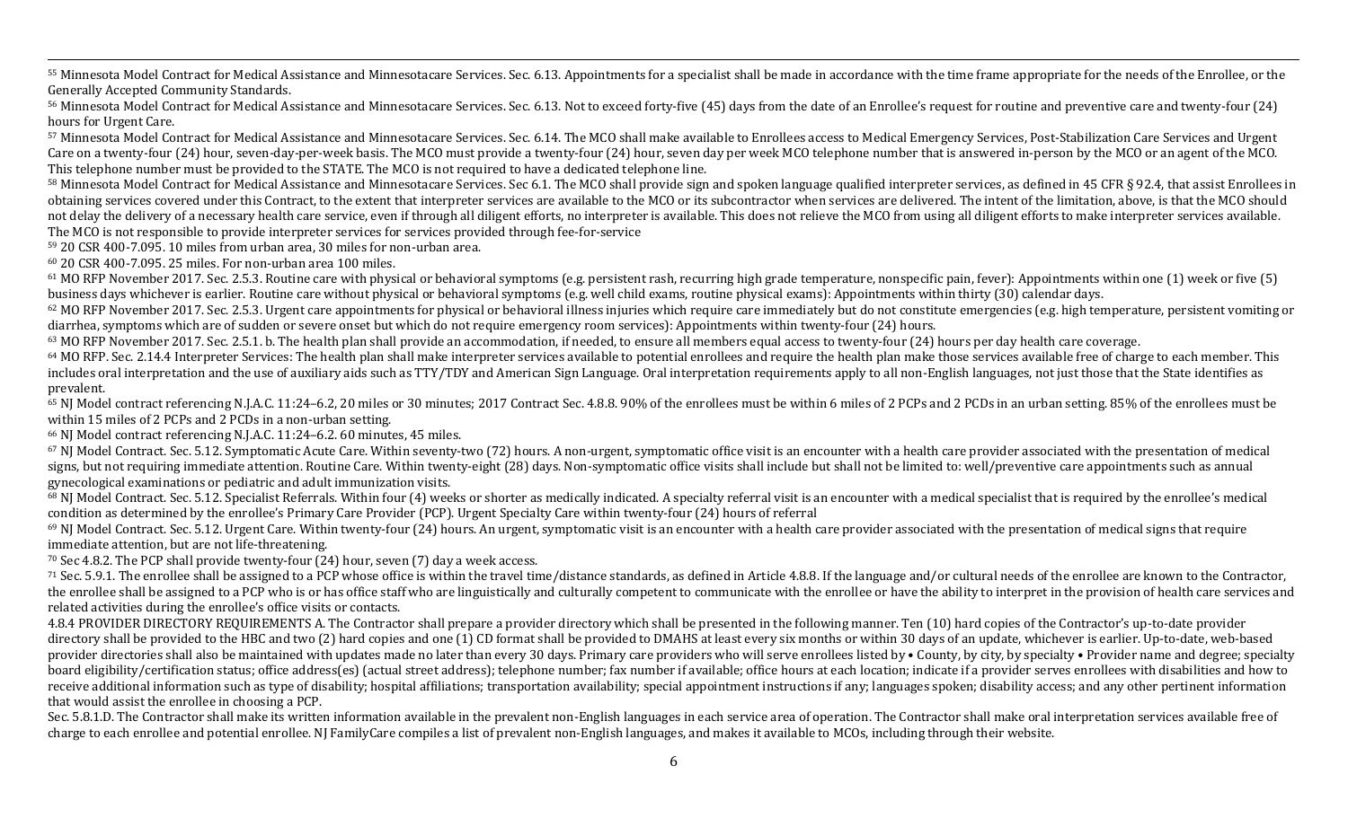[55] Minnesota Model Contract for Medical Assistance and Minnesotacare Services. Sec. 6.13. Appointments for a specialist shall be made in accordance with the time frame appropriate for the needs of the Enrollee, or the Generally Accepted Community Standards.

[56] Minnesota Model Contract for Medical Assistance and Minnesotacare Services. Sec. 6.13. Not to exceed forty-five (45) days from the date of an Enrollee's request for routine and preventive care and twenty-four (24) hours for Urgent Care.

[57] Minnesota Model Contract for Medical Assistance and Minnesotacare Services. Sec. 6.14. The MCO shall make available to Enrollees access to Medical Emergency Services, Post-Stabilization Care Services and Urgent Care on a twenty-four (24) hour, seven-day-per-week basis. The MCO must provide a twenty-four (24) hour, seven day per week MCO telephone number that is answered in-person by the MCO or an agent of the MCO. This telephone number must be provided to the STATE. The MCO is not required to have a dedicated telephone line.

[58] Minnesota Model Contract for Medical Assistance and Minnesotacare Services. Sec 6.1. The MCO shall provide sign and spoken language qualified interpreter services, as defined in 45 CFR § 92.4, that assist Enrollees in obtaining services covered under this Contract, to the extent that interpreter services are available to the MCO or its subcontractor when services are delivered. The intent of the limitation, above, is that the MCO should not delay the delivery of a necessary health care service, even if through all diligent efforts, no interpreter is available. This does not relieve the MCO from using all diligent efforts to make interpreter services available. The MCO is not responsible to provide interpreter services for services provided through fee-for-service

[59] 20 CSR 400-7.095. 10 miles from urban area, 30 miles for non-urban area.

[60] 20 CSR 400-7.095. 25 miles. For non-urban area 100 miles.

[61] MO RFP November 2017. Sec. 2.5.3. Routine care with physical or behavioral symptoms (e.g. persistent rash, recurring high grade temperature, nonspecific pain, fever): Appointments within one (1) week or five (5) business days whichever is earlier. Routine care without physical or behavioral symptoms (e.g. well child exams, routine physical exams): Appointments within thirty (30) calendar days.

[62] MO RFP November 2017. Sec. 2.5.3. Urgent care appointments for physical or behavioral illness injuries which require care immediately but do not constitute emergencies (e.g. high temperature, persistent vomiting or diarrhea, symptoms which are of sudden or severe onset but which do not require emergency room services): Appointments within twenty-four (24) hours.

[63] MO RFP November 2017. Sec. 2.5.1. b. The health plan shall provide an accommodation, if needed, to ensure all members equal access to twenty-four (24) hours per day health care coverage.

[64] MO RFP. Sec. 2.14.4 Interpreter Services: The health plan shall make interpreter services available to potential enrollees and require the health plan make those services available free of charge to each member. This includes oral interpretation and the use of auxiliary aids such as TTY/TDY and American Sign Language. Oral interpretation requirements apply to all non-English languages, not just those that the State identifies as prevalent.

[65] NJ Model contract referencing N.J.A.C. 11:24–6.2, 20 miles or 30 minutes; 2017 Contract Sec. 4.8.8. 90% of the enrollees must be within 6 miles of 2 PCPs and 2 PCDs in an urban setting. 85% of the enrollees must be within 15 miles of 2 PCPs and 2 PCDs in a non-urban setting.

[66] NJ Model contract referencing N.J.A.C. 11:24–6.2. 60 minutes, 45 miles.

[67] NJ Model Contract. Sec. 5.12. Symptomatic Acute Care. Within seventy-two (72) hours. A non-urgent, symptomatic office visit is an encounter with a health care provider associated with the presentation of medical signs, but not requiring immediate attention. Routine Care. Within twenty-eight (28) days. Non-symptomatic office visits shall include but shall not be limited to: well/preventive care appointments such as annual gynecological examinations or pediatric and adult immunization visits.

[68] NJ Model Contract. Sec. 5.12. Specialist Referrals. Within four (4) weeks or shorter as medically indicated. A specialty referral visit is an encounter with a medical specialist that is required by the enrollee's medical condition as determined by the enrollee's Primary Care Provider (PCP). Urgent Specialty Care within twenty-four (24) hours of referral

[69] NJ Model Contract. Sec. 5.12. Urgent Care. Within twenty-four (24) hours. An urgent, symptomatic visit is an encounter with a health care provider associated with the presentation of medical signs that require immediate attention, but are not life-threatening.

[70] Sec 4.8.2. The PCP shall provide twenty-four (24) hour, seven (7) day a week access.

[71] Sec. 5.9.1. The enrollee shall be assigned to a PCP whose office is within the travel time/distance standards, as defined in Article 4.8.8. If the language and/or cultural needs of the enrollee are known to the Contractor, the enrollee shall be assigned to a PCP who is or has office staff who are linguistically and culturally competent to communicate with the enrollee or have the ability to interpret in the provision of health care services and related activities during the enrollee's office visits or contacts.

4.8.4 PROVIDER DIRECTORY REQUIREMENTS A. The Contractor shall prepare a provider directory which shall be presented in the following manner. Ten (10) hard copies of the Contractor's up-to-date provider directory shall be provided to the HBC and two (2) hard copies and one (1) CD format shall be provided to DMAHS at least every six months or within 30 days of an update, whichever is earlier. Up-to-date, web-based provider directories shall also be maintained with updates made no later than every 30 days. Primary care providers who will serve enrollees listed by • County, by city, by specialty • Provider name and degree; specialty board eligibility/certification status; office address(es) (actual street address); telephone number; fax number if available; office hours at each location; indicate if a provider serves enrollees with disabilities and how to receive additional information such as type of disability; hospital affiliations; transportation availability; special appointment instructions if any; languages spoken; disability access; and any other pertinent information that would assist the enrollee in choosing a PCP.

Sec. 5.8.1.D. The Contractor shall make its written information available in the prevalent non-English languages in each service area of operation. The Contractor shall make oral interpretation services available free of charge to each enrollee and potential enrollee. NJ FamilyCare compiles a list of prevalent non-English languages, and makes it available to MCOs, including through their website.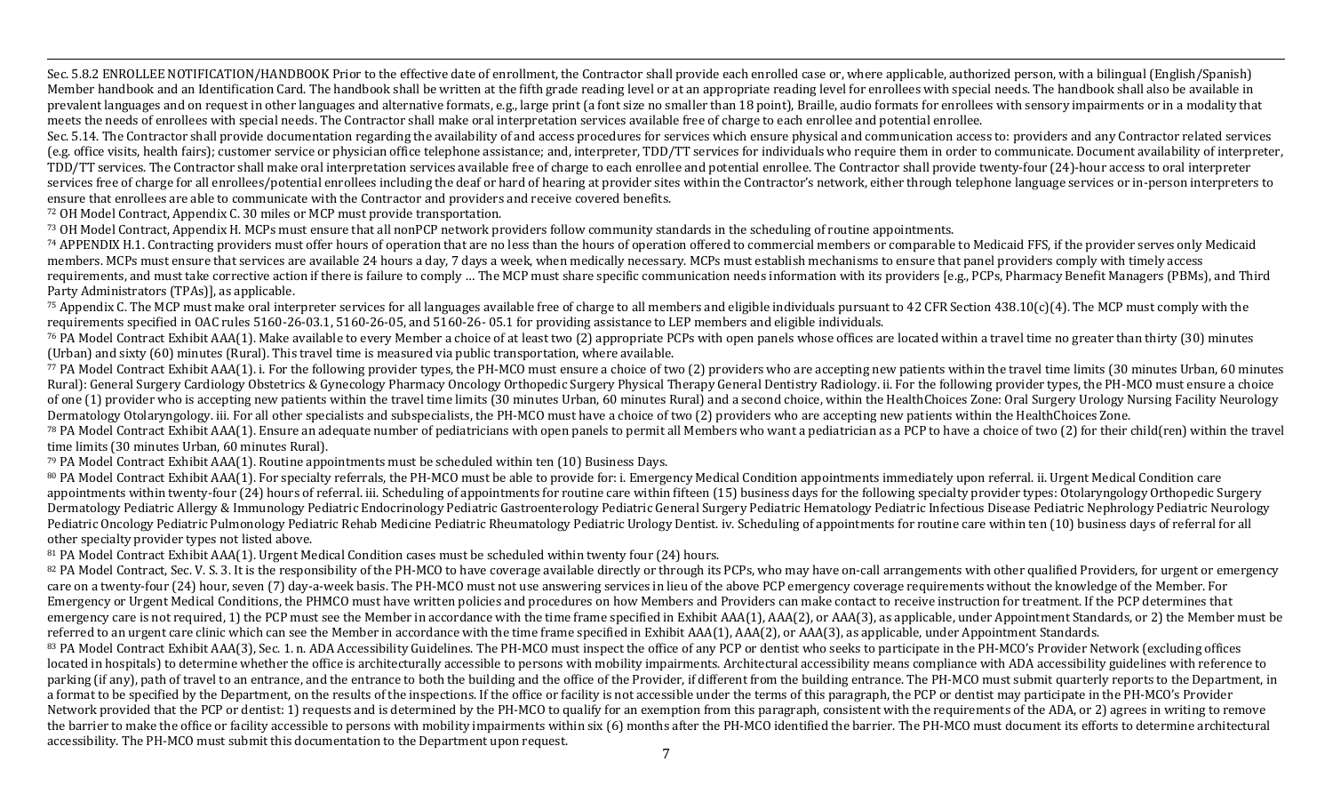Sec. 5.8.2 ENROLLEE NOTIFICATION/HANDBOOK Prior to the effective date of enrollment, the Contractor shall provide each enrolled case or, where applicable, authorized person, with a bilingual (English/Spanish) Member handbook and an Identification Card. The handbook shall be written at the fifth grade reading level or at an appropriate reading level for enrollees with special needs. The handbook shall also be available in prevalent languages and on request in other languages and alternative formats, e.g., large print (a font size no smaller than 18 point), Braille, audio formats for enrollees with sensory impairments or in a modality that meets the needs of enrollees with special needs. The Contractor shall make oral interpretation services available free of charge to each enrollee and potential enrollee.

Sec. 5.14. The Contractor shall provide documentation regarding the availability of and access procedures for services which ensure physical and communication access to: providers and any Contractor related services (e.g. office visits, health fairs); customer service or physician office telephone assistance; and, interpreter, TDD/TT services for individuals who require them in order to communicate. Document availability of interpreter, TDD/TT services. The Contractor shall make oral interpretation services available free of charge to each enrollee and potential enrollee. The Contractor shall provide twenty-four (24)-hour access to oral interpreter services free of charge for all enrollees/potential enrollees including the deaf or hard of hearing at provider sites within the Contractor's network, either through telephone language services or in-person interpreters to ensure that enrollees are able to communicate with the Contractor and providers and receive covered benefits.

[72] OH Model Contract, Appendix C. 30 miles or MCP must provide transportation.

[73] OH Model Contract, Appendix H. MCPs must ensure that all nonPCP network providers follow community standards in the scheduling of routine appointments.

[74] APPENDIX H.1. Contracting providers must offer hours of operation that are no less than the hours of operation offered to commercial members or comparable to Medicaid FFS, if the provider serves only Medicaid members. MCPs must ensure that services are available 24 hours a day, 7 days a week, when medically necessary. MCPs must establish mechanisms to ensure that panel providers comply with timely access requirements, and must take corrective action if there is failure to comply … The MCP must share specific communication needs information with its providers [e.g., PCPs, Pharmacy Benefit Managers (PBMs), and Third Party Administrators (TPAs)], as applicable.

[75] Appendix C. The MCP must make oral interpreter services for all languages available free of charge to all members and eligible individuals pursuant to 42 CFR Section 438.10(c)(4). The MCP must comply with the requirements specified in OAC rules 5160-26-03.1, 5160-26-05, and 5160-26- 05.1 for providing assistance to LEP members and eligible individuals.

[76] PA Model Contract Exhibit AAA(1). Make available to every Member a choice of at least two (2) appropriate PCPs with open panels whose offices are located within a travel time no greater than thirty (30) minutes (Urban) and sixty (60) minutes (Rural). This travel time is measured via public transportation, where available.

[77] PA Model Contract Exhibit AAA(1). i. For the following provider types, the PH-MCO must ensure a choice of two (2) providers who are accepting new patients within the travel time limits (30 minutes Urban, 60 minutes Rural): General Surgery Cardiology Obstetrics & Gynecology Pharmacy Oncology Orthopedic Surgery Physical Therapy General Dentistry Radiology. ii. For the following provider types, the PH-MCO must ensure a choice of one (1) provider who is accepting new patients within the travel time limits (30 minutes Urban, 60 minutes Rural) and a second choice, within the HealthChoices Zone: Oral Surgery Urology Nursing Facility Neurology Dermatology Otolaryngology. iii. For all other specialists and subspecialists, the PH-MCO must have a choice of two (2) providers who are accepting new patients within the HealthChoices Zone.

[78] PA Model Contract Exhibit AAA(1). Ensure an adequate number of pediatricians with open panels to permit all Members who want a pediatrician as a PCP to have a choice of two (2) for their child(ren) within the travel time limits (30 minutes Urban, 60 minutes Rural).

[79] PA Model Contract Exhibit AAA(1). Routine appointments must be scheduled within ten (10) Business Days.

[80] PA Model Contract Exhibit AAA(1). For specialty referrals, the PH-MCO must be able to provide for: i. Emergency Medical Condition appointments immediately upon referral. ii. Urgent Medical Condition care appointments within twenty-four (24) hours of referral. iii. Scheduling of appointments for routine care within fifteen (15) business days for the following specialty provider types: Otolaryngology Orthopedic Surgery Dermatology Pediatric Allergy & Immunology Pediatric Endocrinology Pediatric Gastroenterology Pediatric General Surgery Pediatric Hematology Pediatric Infectious Disease Pediatric Nephrology Pediatric Neurology Pediatric Oncology Pediatric Pulmonology Pediatric Rehab Medicine Pediatric Rheumatology Pediatric Urology Dentist. iv. Scheduling of appointments for routine care within ten (10) business days of referral for all other specialty provider types not listed above.

[81] PA Model Contract Exhibit AAA(1). Urgent Medical Condition cases must be scheduled within twenty four (24) hours.

[82] PA Model Contract, Sec. V. S. 3. It is the responsibility of the PH-MCO to have coverage available directly or through its PCPs, who may have on-call arrangements with other qualified Providers, for urgent or emergency care on a twenty-four (24) hour, seven (7) day-a-week basis. The PH-MCO must not use answering services in lieu of the above PCP emergency coverage requirements without the knowledge of the Member. For Emergency or Urgent Medical Conditions, the PHMCO must have written policies and procedures on how Members and Providers can make contact to receive instruction for treatment. If the PCP determines that emergency care is not required, 1) the PCP must see the Member in accordance with the time frame specified in Exhibit AAA(1), AAA(2), or AAA(3), as applicable, under Appointment Standards, or 2) the Member must be referred to an urgent care clinic which can see the Member in accordance with the time frame specified in Exhibit AAA(1), AAA(2), or AAA(3), as applicable, under Appointment Standards.

[83] PA Model Contract Exhibit AAA(3), Sec. 1. n. ADA Accessibility Guidelines. The PH-MCO must inspect the office of any PCP or dentist who seeks to participate in the PH-MCO's Provider Network (excluding offices located in hospitals) to determine whether the office is architecturally accessible to persons with mobility impairments. Architectural accessibility means compliance with ADA accessibility guidelines with reference to parking (if any), path of travel to an entrance, and the entrance to both the building and the office of the Provider, if different from the building entrance. The PH-MCO must submit quarterly reports to the Department, in a format to be specified by the Department, on the results of the inspections. If the office or facility is not accessible under the terms of this paragraph, the PCP or dentist may participate in the PH-MCO's Provider Network provided that the PCP or dentist: 1) requests and is determined by the PH-MCO to qualify for an exemption from this paragraph, consistent with the requirements of the ADA, or 2) agrees in writing to remove the barrier to make the office or facility accessible to persons with mobility impairments within six (6) months after the PH-MCO identified the barrier. The PH-MCO must document its efforts to determine architectural accessibility. The PH-MCO must submit this documentation to the Department upon request.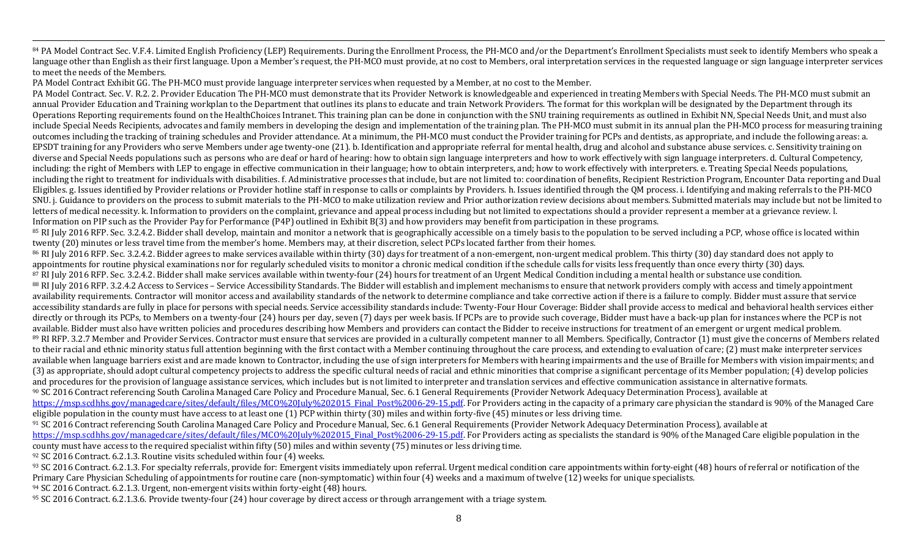[84] PA Model Contract Sec. V.F.4. Limited English Proficiency (LEP) Requirements. During the Enrollment Process, the PH-MCO and/or the Department's Enrollment Specialists must seek to identify Members who speak a language other than English as their first language. Upon a Member's request, the PH-MCO must provide, at no cost to Members, oral interpretation services in the requested language or sign language interpreter services to meet the needs of the Members.

PA Model Contract Exhibit GG. The PH-MCO must provide language interpreter services when requested by a Member, at no cost to the Member.

PA Model Contract. Sec. V. R.2. 2. Provider Education The PH-MCO must demonstrate that its Provider Network is knowledgeable and experienced in treating Members with Special Needs. The PH-MCO must submit an annual Provider Education and Training workplan to the Department that outlines its plans to educate and train Network Providers. The format for this workplan will be designated by the Department through its Operations Reporting requirements found on the HealthChoices Intranet. This training plan can be done in conjunction with the SNU training requirements as outlined in Exhibit NN, Special Needs Unit, and must also include Special Needs Recipients, advocates and family members in developing the design and implementation of the training plan. The PH-MCO must submit in its annual plan the PH-MCO process for measuring training outcomes including the tracking of training schedules and Provider attendance. At a minimum, the PH-MCO must conduct the Provider training for PCPs and dentists, as appropriate, and include the following areas: a. EPSDT training for any Providers who serve Members under age twenty-one (21). b. Identification and appropriate referral for mental health, drug and alcohol and substance abuse services. c. Sensitivity training on diverse and Special Needs populations such as persons who are deaf or hard of hearing: how to obtain sign language interpreters and how to work effectively with sign language interpreters. d. Cultural Competency, including: the right of Members with LEP to engage in effective communication in their language; how to obtain interpreters, and; how to work effectively with interpreters. e. Treating Special Needs populations, including the right to treatment for individuals with disabilities. f. Administrative processes that include, but are not limited to: coordination of benefits, Recipient Restriction Program, Encounter Data reporting and Dual Eligibles. g. Issues identified by Provider relations or Provider hotline staff in response to calls or complaints by Providers. h. Issues identified through the QM process. i. Identifying and making referrals to the PH-MCO SNU. j. Guidance to providers on the process to submit materials to the PH-MCO to make utilization review and Prior authorization review decisions about members. Submitted materials may include but not be limited to letters of medical necessity. k. Information to providers on the complaint, grievance and appeal process including but not limited to expectations should a provider represent a member at a grievance review. l. Information on PIP such as the Provider Pay for Performance (P4P) outlined in Exhibit B(3) and how providers may benefit from participation in these programs.

[85] RI July 2016 RFP. Sec. 3.2.4.2. Bidder shall develop, maintain and monitor a network that is geographically accessible on a timely basis to the population to be served including a PCP, whose office is located within twenty (20) minutes or less travel time from the member's home. Members may, at their discretion, select PCPs located farther from their homes.

[86] RI July 2016 RFP. Sec. 3.2.4.2. Bidder agrees to make services available within thirty (30) days for treatment of a non-emergent, non-urgent medical problem. This thirty (30) day standard does not apply to appointments for routine physical examinations nor for regularly scheduled visits to monitor a chronic medical condition if the schedule calls for visits less frequently than once every thirty (30) days.

[87] RI July 2016 RFP. Sec. 3.2.4.2. Bidder shall make services available within twenty-four (24) hours for treatment of an Urgent Medical Condition including a mental health or substance use condition.

[88] RI July 2016 RFP. 3.2.4.2 Access to Services – Service Accessibility Standards. The Bidder will establish and implement mechanisms to ensure that network providers comply with access and timely appointment availability requirements. Contractor will monitor access and availability standards of the network to determine compliance and take corrective action if there is a failure to comply. Bidder must assure that service accessibility standards are fully in place for persons with special needs. Service accessibility standards include: Twenty-Four Hour Coverage: Bidder shall provide access to medical and behavioral health services either directly or through its PCPs, to Members on a twenty-four (24) hours per day, seven (7) days per week basis. If PCPs are to provide such coverage, Bidder must have a back-up plan for instances where the PCP is not available. Bidder must also have written policies and procedures describing how Members and providers can contact the Bidder to receive instructions for treatment of an emergent or urgent medical problem.

[89] RI RFP. 3.2.7 Member and Provider Services. Contractor must ensure that services are provided in a culturally competent manner to all Members. Specifically, Contractor (1) must give the concerns of Members related to their racial and ethnic minority status full attention beginning with the first contact with a Member continuing throughout the care process, and extending to evaluation of care; (2) must make interpreter services available when language barriers exist and are made known to Contractor, including the use of sign interpreters for Members with hearing impairments and the use of Braille for Members with vision impairments; and (3) as appropriate, should adopt cultural competency projects to address the specific cultural needs of racial and ethnic minorities that comprise a significant percentage of its Member population; (4) develop policies and procedures for the provision of language assistance services, which includes but is not limited to interpreter and translation services and effective communication assistance in alternative formats.

[90] SC 2016 Contract referencing South Carolina Managed Care Policy and Procedure Manual, Sec. 6.1 General Requirements (Provider Network Adequacy Determination Process), available at https://msp.scdhhs.gov/managedcare/sites/default/files/MCO%20July%202015_Final_Post%2006-29-15.pdf. For Providers acting in the capacity of a primary care physician the standard is 90% of the Managed Care eligible population in the county must have access to at least one (1) PCP within thirty (30) miles and within forty-five (45) minutes or less driving time.

[91] SC 2016 Contract referencing South Carolina Managed Care Policy and Procedure Manual, Sec. 6.1 General Requirements (Provider Network Adequacy Determination Process), available at https://msp.scdhhs.gov/managedcare/sites/default/files/MCO%20July%202015_Final_Post%2006-29-15.pdf. For Providers acting as specialists the standard is 90% of the Managed Care eligible population in the county must have access to the required specialist within fifty (50) miles and within seventy (75) minutes or less driving time.

[92] SC 2016 Contract. 6.2.1.3. Routine visits scheduled within four (4) weeks.

[93] SC 2016 Contract. 6.2.1.3. For specialty referrals, provide for: Emergent visits immediately upon referral. Urgent medical condition care appointments within forty-eight (48) hours of referral or notification of the Primary Care Physician Scheduling of appointments for routine care (non-symptomatic) within four (4) weeks and a maximum of twelve (12) weeks for unique specialists.

[94] SC 2016 Contract. 6.2.1.3. Urgent, non-emergent visits within forty-eight (48) hours.

[95] SC 2016 Contract. 6.2.1.3.6. Provide twenty-four (24) hour coverage by direct access or through arrangement with a triage system.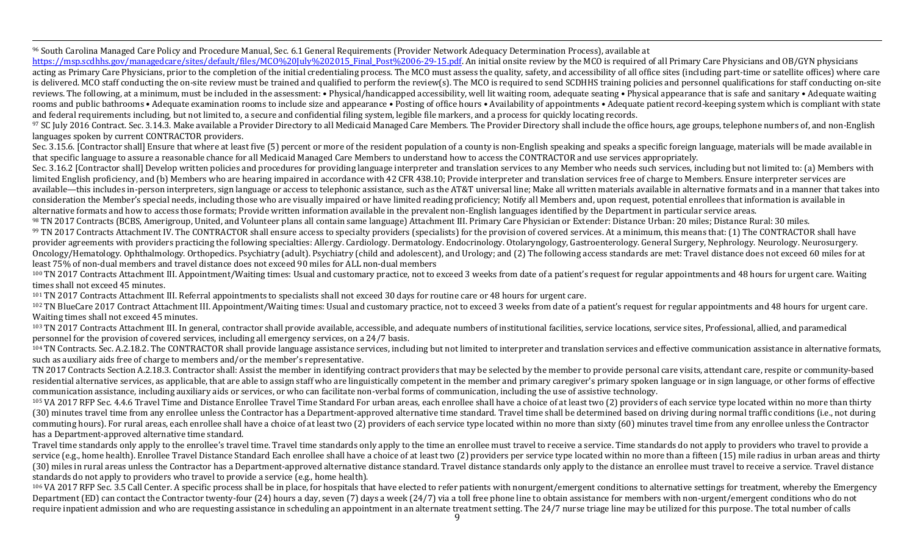[96] South Carolina Managed Care Policy and Procedure Manual, Sec. 6.1 General Requirements (Provider Network Adequacy Determination Process), available at https://msp.scdhhs.gov/managedcare/sites/default/files/MCO%20July%202015_Final_Post%2006-29-15.pdf. An initial onsite review by the MCO is required of all Primary Care Physicians and OB/GYN physicians acting as Primary Care Physicians, prior to the completion of the initial credentialing process. The MCO must assess the quality, safety, and accessibility of all office sites (including part-time or satellite offices) where care is delivered. MCO staff conducting the on-site review must be trained and qualified to perform the review(s). The MCO is required to send SCDHHS training policies and personnel qualifications for staff conducting on-site reviews. The following, at a minimum, must be included in the assessment: • Physical/handicapped accessibility, well lit waiting room, adequate seating • Physical appearance that is safe and sanitary • Adequate waiting rooms and public bathrooms • Adequate examination rooms to include size and appearance • Posting of office hours • Availability of appointments • Adequate patient record-keeping system which is compliant with state and federal requirements including, but not limited to, a secure and confidential filing system, legible file markers, and a process for quickly locating records.

[97] SC July 2016 Contract. Sec. 3.14.3. Make available a Provider Directory to all Medicaid Managed Care Members. The Provider Directory shall include the office hours, age groups, telephone numbers of, and non-English languages spoken by current CONTRACTOR providers.

Sec. 3.15.6. [Contractor shall] Ensure that where at least five (5) percent or more of the resident population of a county is non-English speaking and speaks a specific foreign language, materials will be made available in that specific language to assure a reasonable chance for all Medicaid Managed Care Members to understand how to access the CONTRACTOR and use services appropriately.

Sec. 3.16.2 [Contractor shall] Develop written policies and procedures for providing language interpreter and translation services to any Member who needs such services, including but not limited to: (a) Members with limited English proficiency, and (b) Members who are hearing impaired in accordance with 42 CFR 438.10; Provide interpreter and translation services free of charge to Members. Ensure interpreter services are available—this includes in-person interpreters, sign language or access to telephonic assistance, such as the AT&T universal line; Make all written materials available in alternative formats and in a manner that takes into consideration the Member's special needs, including those who are visually impaired or have limited reading proficiency; Notify all Members and, upon request, potential enrollees that information is available in alternative formats and how to access those formats; Provide written information available in the prevalent non-English languages identified by the Department in particular service areas.

[98] TN 2017 Contracts (BCBS, Amerigroup, United, and Volunteer plans all contain same language) Attachment III. Primary Care Physician or Extender: Distance Urban: 20 miles; Distance Rural: 30 miles.

[99] TN 2017 Contracts Attachment IV. The CONTRACTOR shall ensure access to specialty providers (specialists) for the provision of covered services. At a minimum, this means that: (1) The CONTRACTOR shall have provider agreements with providers practicing the following specialties: Allergy. Cardiology. Dermatology. Endocrinology. Otolaryngology, Gastroenterology. General Surgery, Nephrology. Neurology. Neurosurgery. Oncology/Hematology. Ophthalmology. Orthopedics. Psychiatry (adult). Psychiatry (child and adolescent), and Urology; and (2) The following access standards are met: Travel distance does not exceed 60 miles for at least 75% of non-dual members and travel distance does not exceed 90 miles for ALL non-dual members

[100] TN 2017 Contracts Attachment III. Appointment/Waiting times: Usual and customary practice, not to exceed 3 weeks from date of a patient's request for regular appointments and 48 hours for urgent care. Waiting times shall not exceed 45 minutes.

[101] TN 2017 Contracts Attachment III. Referral appointments to specialists shall not exceed 30 days for routine care or 48 hours for urgent care.

[102] TN BlueCare 2017 Contract Attachment III. Appointment/Waiting times: Usual and customary practice, not to exceed 3 weeks from date of a patient's request for regular appointments and 48 hours for urgent care. Waiting times shall not exceed 45 minutes.

[103] TN 2017 Contracts Attachment III. In general, contractor shall provide available, accessible, and adequate numbers of institutional facilities, service locations, service sites, Professional, allied, and paramedical personnel for the provision of covered services, including all emergency services, on a 24/7 basis.

[104] TN Contracts. Sec. A.2.18.2. The CONTRACTOR shall provide language assistance services, including but not limited to interpreter and translation services and effective communication assistance in alternative formats, such as auxiliary aids free of charge to members and/or the member's representative.

TN 2017 Contracts Section A.2.18.3. Contractor shall: Assist the member in identifying contract providers that may be selected by the member to provide personal care visits, attendant care, respite or community-based residential alternative services, as applicable, that are able to assign staff who are linguistically competent in the member and primary caregiver's primary spoken language or in sign language, or other forms of effective communication assistance, including auxiliary aids or services, or who can facilitate non-verbal forms of communication, including the use of assistive technology.

[105] VA 2017 RFP Sec. 4.4.6 Travel Time and Distance Enrollee Travel Time Standard For urban areas, each enrollee shall have a choice of at least two (2) providers of each service type located within no more than thirty (30) minutes travel time from any enrollee unless the Contractor has a Department-approved alternative time standard. Travel time shall be determined based on driving during normal traffic conditions (i.e., not during commuting hours). For rural areas, each enrollee shall have a choice of at least two (2) providers of each service type located within no more than sixty (60) minutes travel time from any enrollee unless the Contractor has a Department-approved alternative time standard.

Travel time standards only apply to the enrollee's travel time. Travel time standards only apply to the time an enrollee must travel to receive a service. Time standards do not apply to providers who travel to provide a service (e.g., home health). Enrollee Travel Distance Standard Each enrollee shall have a choice of at least two (2) providers per service type located within no more than a fifteen (15) mile radius in urban areas and thirty (30) miles in rural areas unless the Contractor has a Department-approved alternative distance standard. Travel distance standards only apply to the distance an enrollee must travel to receive a service. Travel distance standards do not apply to providers who travel to provide a service (e.g., home health).

[106] VA 2017 RFP Sec. 3.5 Call Center. A specific process shall be in place, for hospitals that have elected to refer patients with nonurgent/emergent conditions to alternative settings for treatment, whereby the Emergency Department (ED) can contact the Contractor twenty-four (24) hours a day, seven (7) days a week (24/7) via a toll free phone line to obtain assistance for members with non-urgent/emergent conditions who do not require inpatient admission and who are requesting assistance in scheduling an appointment in an alternate treatment setting. The 24/7 nurse triage line may be utilized for this purpose. The total number of calls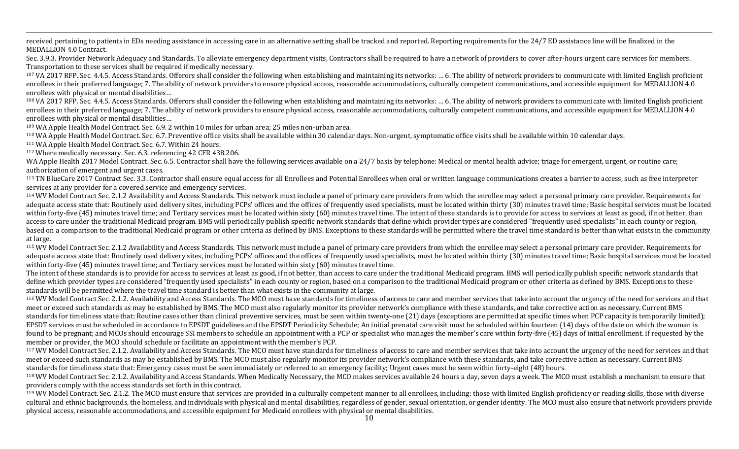received pertaining to patients in EDs needing assistance in accessing care in an alternative setting shall be tracked and reported. Reporting requirements for the 24/7 ED assistance line will be finalized in the MEDALLION 4.0 Contract.

Sec. 3.9.3. Provider Network Adequacy and Standards. To alleviate emergency department visits, Contractors shall be required to have a network of providers to cover after-hours urgent care services for members. Transportation to these services shall be required if medically necessary.

[107] VA 2017 RFP. Sec. 4.4.5. Access Standards. Offerors shall consider the following when establishing and maintaining its networks: … 6. The ability of network providers to communicate with limited English proficient enrollees in their preferred language; 7. The ability of network providers to ensure physical access, reasonable accommodations, culturally competent communications, and accessible equipment for MEDALLION 4.0 enrollees with physical or mental disabilities…

[108] VA 2017 RFP. Sec. 4.4.5. Access Standards. Offerors shall consider the following when establishing and maintaining its networks: … 6. The ability of network providers to communicate with limited English proficient enrollees in their preferred language; 7. The ability of network providers to ensure physical access, reasonable accommodations, culturally competent communications, and accessible equipment for MEDALLION 4.0 enrollees with physical or mental disabilities…

[109] WA Apple Health Model Contract. Sec. 6.9. 2 within 10 miles for urban area; 25 miles non-urban area.

[110] WA Apple Health Model Contract. Sec. 6.7. Preventive office visits shall be available within 30 calendar days. Non-urgent, symptomatic office visits shall be available within 10 calendar days.

[111] WA Apple Health Model Contract. Sec. 6.7. Within 24 hours.

[112] Where medically necessary. Sec. 6.3. referencing 42 CFR 438.206.

WA Apple Health 2017 Model Contract. Sec. 6.5. Contractor shall have the following services available on a 24/7 basis by telephone: Medical or mental health advice; triage for emergent, urgent, or routine care; authorization of emergent and urgent cases.

[113] TN BlueCare 2017 Contract Sec. 3.3. Contractor shall ensure equal access for all Enrollees and Potential Enrollees when oral or written language communications creates a barrier to access, such as free interpreter services at any provider for a covered service and emergency services.

[114] WV Model Contract Sec. 2.1.2 Availability and Access Standards. This network must include a panel of primary care providers from which the enrollee may select a personal primary care provider. Requirements for adequate access state that: Routinely used delivery sites, including PCPs' offices and the offices of frequently used specialists, must be located within thirty (30) minutes travel time; Basic hospital services must be located within forty-five (45) minutes travel time; and Tertiary services must be located within sixty (60) minutes travel time. The intent of these standards is to provide for access to services at least as good, if not better, than access to care under the traditional Medicaid program. BMS will periodically publish specific network standards that define which provider types are considered "frequently used specialists" in each county or region, based on a comparison to the traditional Medicaid program or other criteria as defined by BMS. Exceptions to these standards will be permitted where the travel time standard is better than what exists in the community at large.

[115] WV Model Contract Sec. 2.1.2 Availability and Access Standards. This network must include a panel of primary care providers from which the enrollee may select a personal primary care provider. Requirements for adequate access state that: Routinely used delivery sites, including PCPs' offices and the offices of frequently used specialists, must be located within thirty (30) minutes travel time; Basic hospital services must be located within forty-five (45) minutes travel time; and Tertiary services must be located within sixty (60) minutes travel time.

The intent of these standards is to provide for access to services at least as good, if not better, than access to care under the traditional Medicaid program. BMS will periodically publish specific network standards that define which provider types are considered "frequently used specialists" in each county or region, based on a comparison to the traditional Medicaid program or other criteria as defined by BMS. Exceptions to these standards will be permitted where the travel time standard is better than what exists in the community at large.

[116] WV Model Contract Sec. 2.1.2. Availability and Access Standards. The MCO must have standards for timeliness of access to care and member services that take into account the urgency of the need for services and that meet or exceed such standards as may be established by BMS. The MCO must also regularly monitor its provider network's compliance with these standards, and take corrective action as necessary. Current BMS standards for timeliness state that: Routine cases other than clinical preventive services, must be seen within twenty-one (21) days (exceptions are permitted at specific times when PCP capacity is temporarily limited); EPSDT services must be scheduled in accordance to EPSDT guidelines and the EPSDT Periodicity Schedule; An initial prenatal care visit must be scheduled within fourteen (14) days of the date on which the woman is found to be pregnant; and MCOs should encourage SSI members to schedule an appointment with a PCP or specialist who manages the member's care within forty-five (45) days of initial enrollment. If requested by the member or provider, the MCO should schedule or facilitate an appointment with the member's PCP.

[117] WV Model Contract Sec. 2.1.2. Availability and Access Standards. The MCO must have standards for timeliness of access to care and member services that take into account the urgency of the need for services and that meet or exceed such standards as may be established by BMS. The MCO must also regularly monitor its provider network's compliance with these standards, and take corrective action as necessary. Current BMS standards for timeliness state that: Emergency cases must be seen immediately or referred to an emergency facility; Urgent cases must be seen within forty-eight (48) hours.

[118] WV Model Contract Sec. 2.1.2. Availability and Access Standards. When Medically Necessary, the MCO makes services available 24 hours a day, seven days a week. The MCO must establish a mechanism to ensure that providers comply with the access standards set forth in this contract.

[119] WV Model Contract. Sec. 2.1.2. The MCO must ensure that services are provided in a culturally competent manner to all enrollees, including: those with limited English proficiency or reading skills, those with diverse cultural and ethnic backgrounds, the homeless, and individuals with physical and mental disabilities, regardless of gender, sexual orientation, or gender identity. The MCO must also ensure that network providers provide physical access, reasonable accommodations, and accessible equipment for Medicaid enrollees with physical or mental disabilities.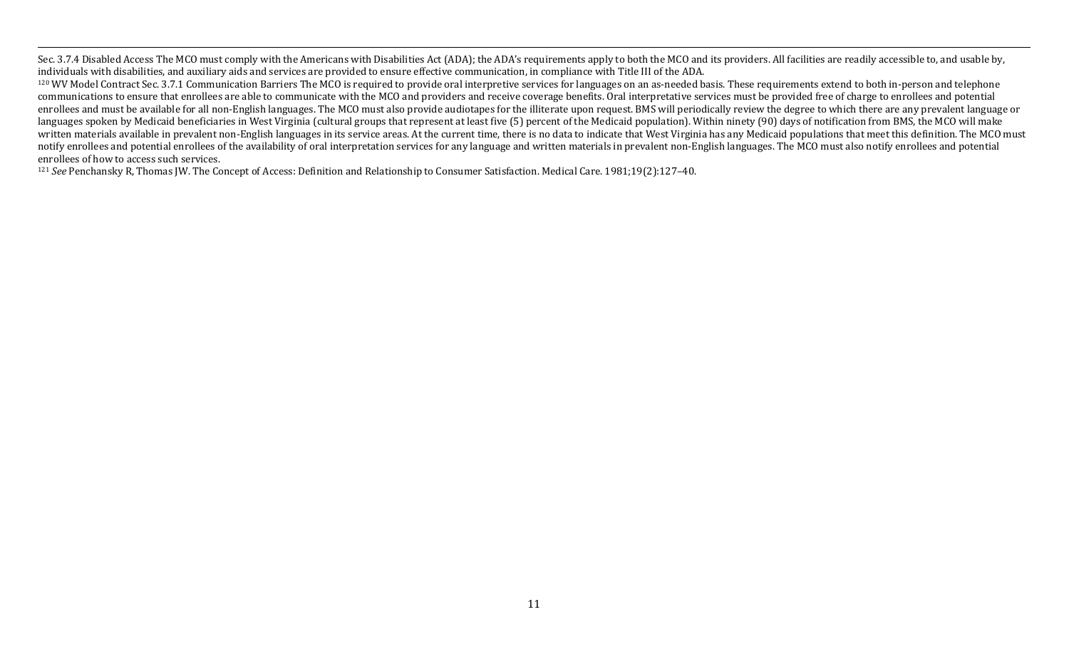Sec. 3.7.4 Disabled Access The MCO must comply with the Americans with Disabilities Act (ADA); the ADA's requirements apply to both the MCO and its providers. All facilities are readily accessible to, and usable by, individuals with disabilities, and auxiliary aids and services are provided to ensure effective communication, in compliance with Title III of the ADA.

[120] WV Model Contract Sec. 3.7.1 Communication Barriers The MCO is required to provide oral interpretive services for languages on an as-needed basis. These requirements extend to both in-person and telephone communications to ensure that enrollees are able to communicate with the MCO and providers and receive coverage benefits. Oral interpretative services must be provided free of charge to enrollees and potential enrollees and must be available for all non-English languages. The MCO must also provide audiotapes for the illiterate upon request. BMS will periodically review the degree to which there are any prevalent language or languages spoken by Medicaid beneficiaries in West Virginia (cultural groups that represent at least five (5) percent of the Medicaid population). Within ninety (90) days of notification from BMS, the MCO will make written materials available in prevalent non-English languages in its service areas. At the current time, there is no data to indicate that West Virginia has any Medicaid populations that meet this definition. The MCO must notify enrollees and potential enrollees of the availability of oral interpretation services for any language and written materials in prevalent non-English languages. The MCO must also notify enrollees and potential enrollees of how to access such services.

[121] *See* Penchansky R, Thomas JW. The Concept of Access: Definition and Relationship to Consumer Satisfaction. Medical Care. 1981;19(2):127–40.